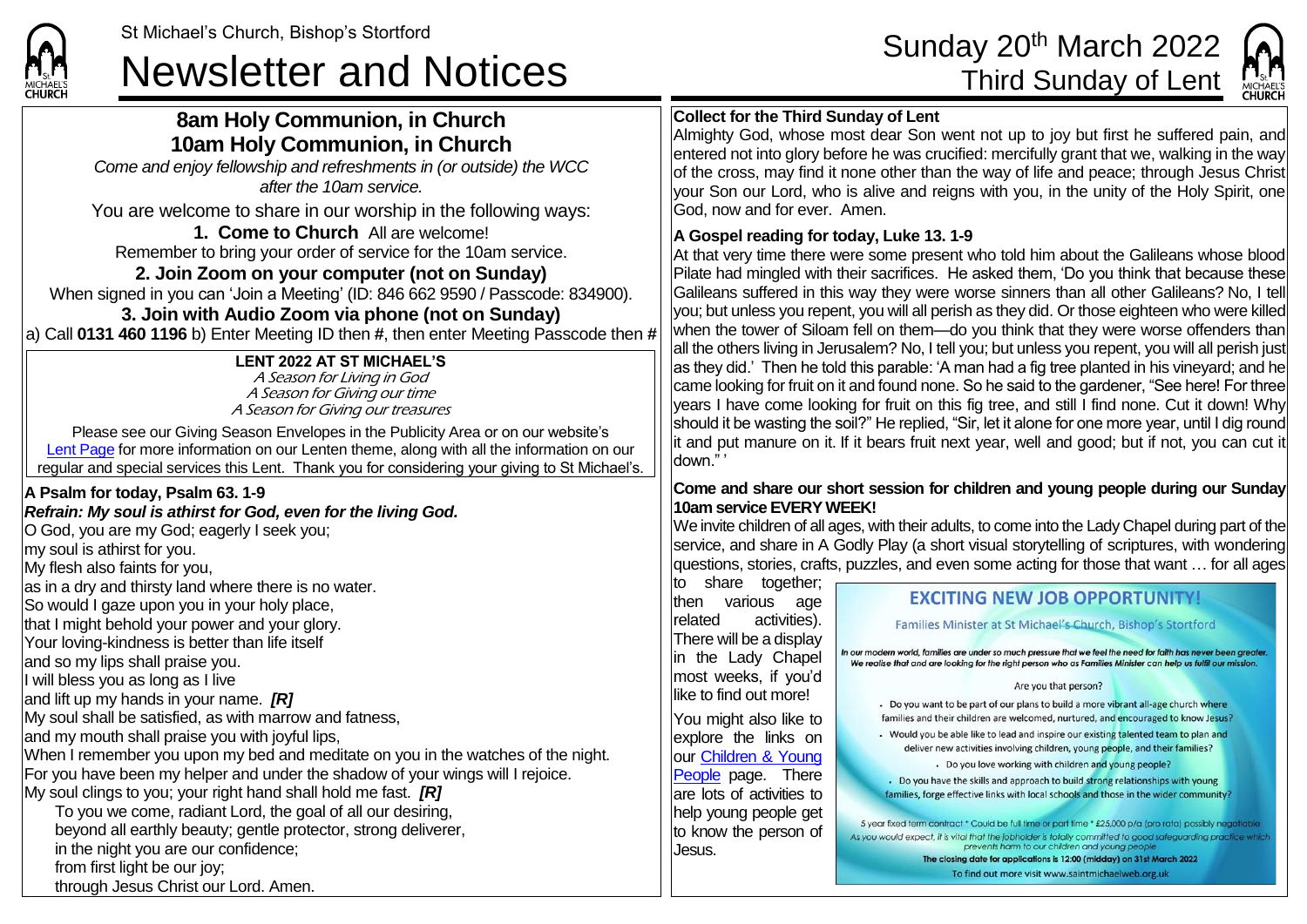St Michael's Church, Bishop's Stortford

# Newsletter and Notices

## Sunday 20th March 2022
### Third Sunday of Lent

## 8am Holy Communion, in Church
## 10am Holy Communion, in Church

*Come and enjoy fellowship and refreshments in (or outside) the WCC after the 10am service.*

You are welcome to share in our worship in the following ways:

**1. Come to Church** All are welcome!
Remember to bring your order of service for the 10am service.

**2. Join Zoom on your computer (not on Sunday)**
When signed in you can 'Join a Meeting' (ID: 846 662 9590 / Passcode: 834900).

**3. Join with Audio Zoom via phone (not on Sunday)**
a) Call **0131 460 1196** b) Enter Meeting ID then **#**, then enter Meeting Passcode then **#**

**LENT 2022 AT ST MICHAEL'S**

*A Season for Living in God*
*A Season for Giving our time*
*A Season for Giving our treasures*

Please see our Giving Season Envelopes in the Publicity Area or on our website's Lent Page for more information on our Lenten theme, along with all the information on our regular and special services this Lent. Thank you for considering your giving to St Michael's.

**A Psalm for today, Psalm 63. 1-9**

***Refrain: My soul is athirst for God, even for the living God.***

O God, you are my God; eagerly I seek you;
my soul is athirst for you.
My flesh also faints for you,
as in a dry and thirsty land where there is no water.
So would I gaze upon you in your holy place,
that I might behold your power and your glory.
Your loving-kindness is better than life itself
and so my lips shall praise you.
I will bless you as long as I live
and lift up my hands in your name. ***[R]***
My soul shall be satisfied, as with marrow and fatness,
and my mouth shall praise you with joyful lips,
When I remember you upon my bed and meditate on you in the watches of the night.
For you have been my helper and under the shadow of your wings will I rejoice.
My soul clings to you; your right hand shall hold me fast. ***[R]***

To you we come, radiant Lord, the goal of all our desiring,
beyond all earthly beauty; gentle protector, strong deliverer,
in the night you are our confidence;
from first light be our joy;
through Jesus Christ our Lord. Amen.

**Collect for the Third Sunday of Lent**

Almighty God, whose most dear Son went not up to joy but first he suffered pain, and entered not into glory before he was crucified: mercifully grant that we, walking in the way of the cross, may find it none other than the way of life and peace; through Jesus Christ your Son our Lord, who is alive and reigns with you, in the unity of the Holy Spirit, one God, now and for ever. Amen.

**A Gospel reading for today, Luke 13. 1-9**

At that very time there were some present who told him about the Galileans whose blood Pilate had mingled with their sacrifices. He asked them, 'Do you think that because these Galileans suffered in this way they were worse sinners than all other Galileans? No, I tell you; but unless you repent, you will all perish as they did. Or those eighteen who were killed when the tower of Siloam fell on them—do you think that they were worse offenders than all the others living in Jerusalem? No, I tell you; but unless you repent, you will all perish just as they did.' Then he told this parable: 'A man had a fig tree planted in his vineyard; and he came looking for fruit on it and found none. So he said to the gardener, "See here! For three years I have come looking for fruit on this fig tree, and still I find none. Cut it down! Why should it be wasting the soil?" He replied, "Sir, let it alone for one more year, until I dig round it and put manure on it. If it bears fruit next year, well and good; but if not, you can cut it down." '

**Come and share our short session for children and young people during our Sunday 10am service EVERY WEEK!**

We invite children of all ages, with their adults, to come into the Lady Chapel during part of the service, and share in A Godly Play (a short visual storytelling of scriptures, with wondering questions, stories, crafts, puzzles, and even some acting for those that want … for all ages to share together; then various age related activities). There will be a display in the Lady Chapel most weeks, if you'd like to find out more!

You might also like to explore the links on our Children & Young People page. There are lots of activities to help young people get to know the person of Jesus.

**EXCITING NEW JOB OPPORTUNITY!**

Families Minister at St Michael's Church, Bishop's Stortford

*In our modern world, families are under so much pressure that we feel the need for faith has never been greater. We realise that and are looking for the right person who as Families Minister can help us fulfil our mission.*

Are you that person?

- Do you want to be part of our plans to build a more vibrant all-age church where families and their children are welcomed, nurtured, and encouraged to know Jesus?
- Would you be able like to lead and inspire our existing talented team to plan and deliver new activities involving children, young people, and their families?
- Do you love working with children and young people?
- Do you have the skills and approach to build strong relationships with young families, forge effective links with local schools and those in the wider community?

5 year fixed term contract * Could be full time or part time * £25,000 p/a (pro rata) possibly negotiable

*As you would expect, it is vital that the jobholder is totally committed to good safeguarding practice which prevents harm to our children and young people*

**The closing date for applications is 12:00 (midday) on 31st March 2022**

To find out more visit www.saintmichaelweb.org.uk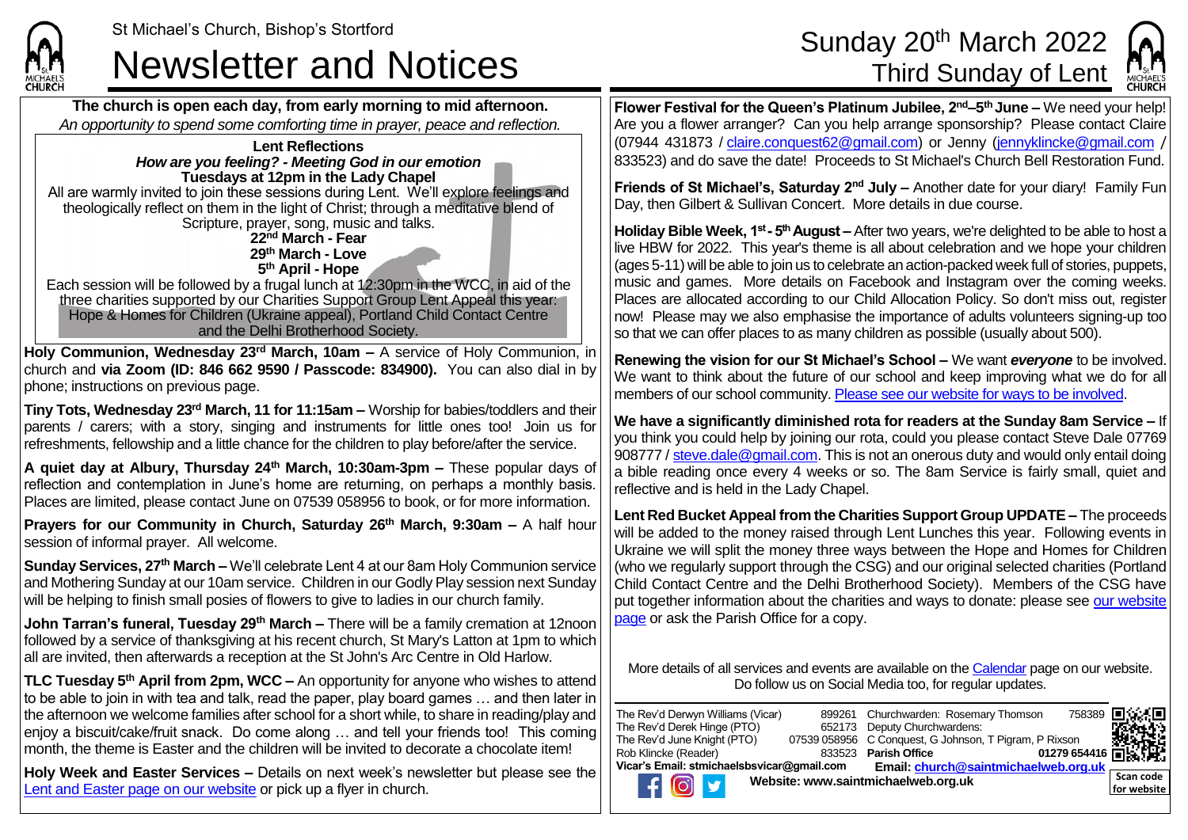St Michael's Church, Bishop's Stortford

# Newsletter and Notices

## Sunday 20th March 2022
### Third Sunday of Lent

**The church is open each day, from early morning to mid afternoon.**
*An opportunity to spend some comforting time in prayer, peace and reflection.*

**Lent Reflections**
***How are you feeling? - Meeting God in our emotion***
**Tuesdays at 12pm in the Lady Chapel**
All are warmly invited to join these sessions during Lent. We'll explore feelings and theologically reflect on them in the light of Christ; through a meditative blend of Scripture, prayer, song, music and talks.
**22nd March - Fear**
**29th March - Love**
**5th April - Hope**
Each session will be followed by a frugal lunch at 12:30pm in the WCC, in aid of the three charities supported by our Charities Support Group Lent Appeal this year: Hope & Homes for Children (Ukraine appeal), Portland Child Contact Centre and the Delhi Brotherhood Society.

**Holy Communion, Wednesday 23rd March, 10am –** A service of Holy Communion, in church and **via Zoom (ID: 846 662 9590 / Passcode: 834900).** You can also dial in by phone; instructions on previous page.

**Tiny Tots, Wednesday 23rd March, 11 for 11:15am –** Worship for babies/toddlers and their parents / carers; with a story, singing and instruments for little ones too! Join us for refreshments, fellowship and a little chance for the children to play before/after the service.

**A quiet day at Albury, Thursday 24th March, 10:30am-3pm –** These popular days of reflection and contemplation in June's home are returning, on perhaps a monthly basis. Places are limited, please contact June on 07539 058956 to book, or for more information.

**Prayers for our Community in Church, Saturday 26th March, 9:30am –** A half hour session of informal prayer. All welcome.

**Sunday Services, 27th March –** We'll celebrate Lent 4 at our 8am Holy Communion service and Mothering Sunday at our 10am service. Children in our Godly Play session next Sunday will be helping to finish small posies of flowers to give to ladies in our church family.

**John Tarran's funeral, Tuesday 29th March –** There will be a family cremation at 12noon followed by a service of thanksgiving at his recent church, St Mary's Latton at 1pm to which all are invited, then afterwards a reception at the St John's Arc Centre in Old Harlow.

**TLC Tuesday 5th April from 2pm, WCC –** An opportunity for anyone who wishes to attend to be able to join in with tea and talk, read the paper, play board games … and then later in the afternoon we welcome families after school for a short while, to share in reading/play and enjoy a biscuit/cake/fruit snack. Do come along … and tell your friends too! This coming month, the theme is Easter and the children will be invited to decorate a chocolate item!

**Holy Week and Easter Services –** Details on next week's newsletter but please see the Lent and Easter page on our website or pick up a flyer in church.

**Flower Festival for the Queen's Platinum Jubilee, 2nd–5th June –** We need your help! Are you a flower arranger? Can you help arrange sponsorship? Please contact Claire (07944 431873 / claire.conquest62@gmail.com) or Jenny (jennyklincke@gmail.com / 833523) and do save the date! Proceeds to St Michael's Church Bell Restoration Fund.

**Friends of St Michael's, Saturday 2nd July –** Another date for your diary! Family Fun Day, then Gilbert & Sullivan Concert. More details in due course.

**Holiday Bible Week, 1st - 5th August –** After two years, we're delighted to be able to host a live HBW for 2022. This year's theme is all about celebration and we hope your children (ages 5-11) will be able to join us to celebrate an action-packed week full of stories, puppets, music and games. More details on Facebook and Instagram over the coming weeks. Places are allocated according to our Child Allocation Policy. So don't miss out, register now! Please may we also emphasise the importance of adults volunteers signing-up too so that we can offer places to as many children as possible (usually about 500).

**Renewing the vision for our St Michael's School –** We want ***everyone*** to be involved. We want to think about the future of our school and keep improving what we do for all members of our school community. Please see our website for ways to be involved.

**We have a significantly diminished rota for readers at the Sunday 8am Service –** If you think you could help by joining our rota, could you please contact Steve Dale 07769 908777 / steve.dale@gmail.com. This is not an onerous duty and would only entail doing a bible reading once every 4 weeks or so. The 8am Service is fairly small, quiet and reflective and is held in the Lady Chapel.

**Lent Red Bucket Appeal from the Charities Support Group UPDATE –** The proceeds will be added to the money raised through Lent Lunches this year. Following events in Ukraine we will split the money three ways between the Hope and Homes for Children (who we regularly support through the CSG) and our original selected charities (Portland Child Contact Centre and the Delhi Brotherhood Society). Members of the CSG have put together information about the charities and ways to donate: please see our website page or ask the Parish Office for a copy.

More details of all services and events are available on the Calendar page on our website. Do follow us on Social Media too, for regular updates.

| | | | |
|---|---|---|---|
| The Rev'd Derwyn Williams (Vicar) | 899261 | Churchwarden: Rosemary Thomson | 758389 |
| The Rev'd Derek Hinge (PTO) | 652173 | Deputy Churchwardens: | |
| The Rev'd June Knight (PTO) | 07539 058956 | C Conquest, G Johnson, T Pigram, P Rixson | |
| Rob Klincke (Reader) | 833523 | **Parish Office** | **01279 654416** |

**Vicar's Email: stmichaelsbsvicar@gmail.com** **Email: church@saintmichaelweb.org.uk**

**Website: www.saintmichaelweb.org.uk**

**Scan code for website**